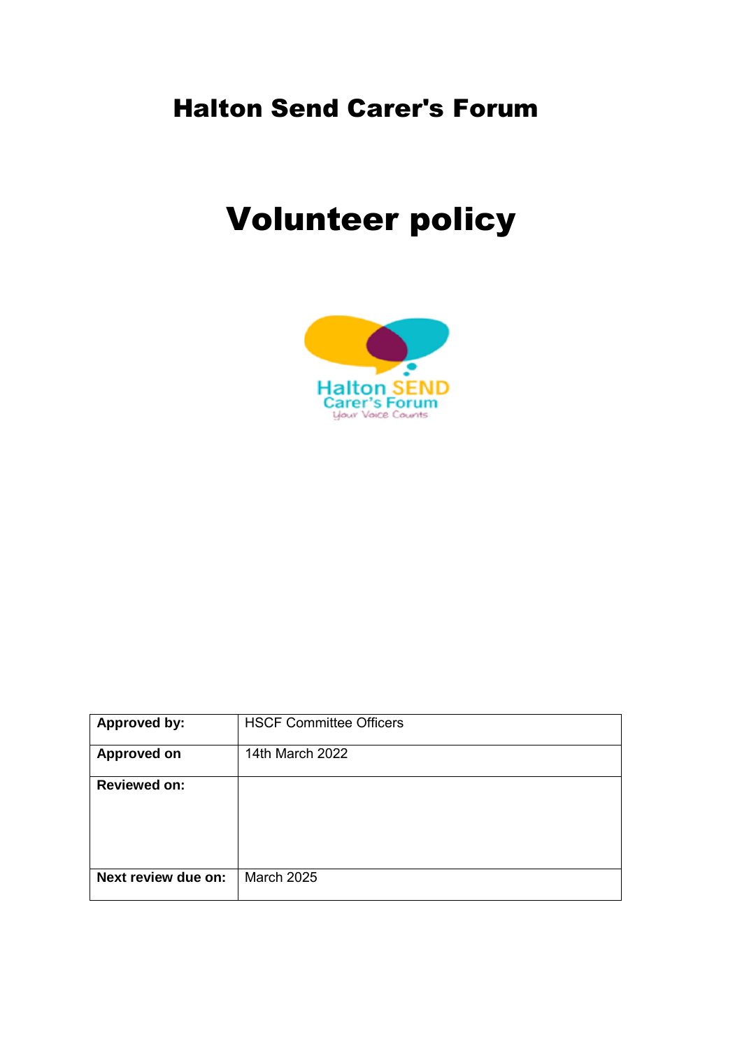# Halton Send Carer's Forum

# Volunteer policy

| Approved by: | HSCF Committee Officers |
|---|---|
| Approved on | 14th March 2022 |
| Reviewed on: | |
| Next review due on: | March 2025 |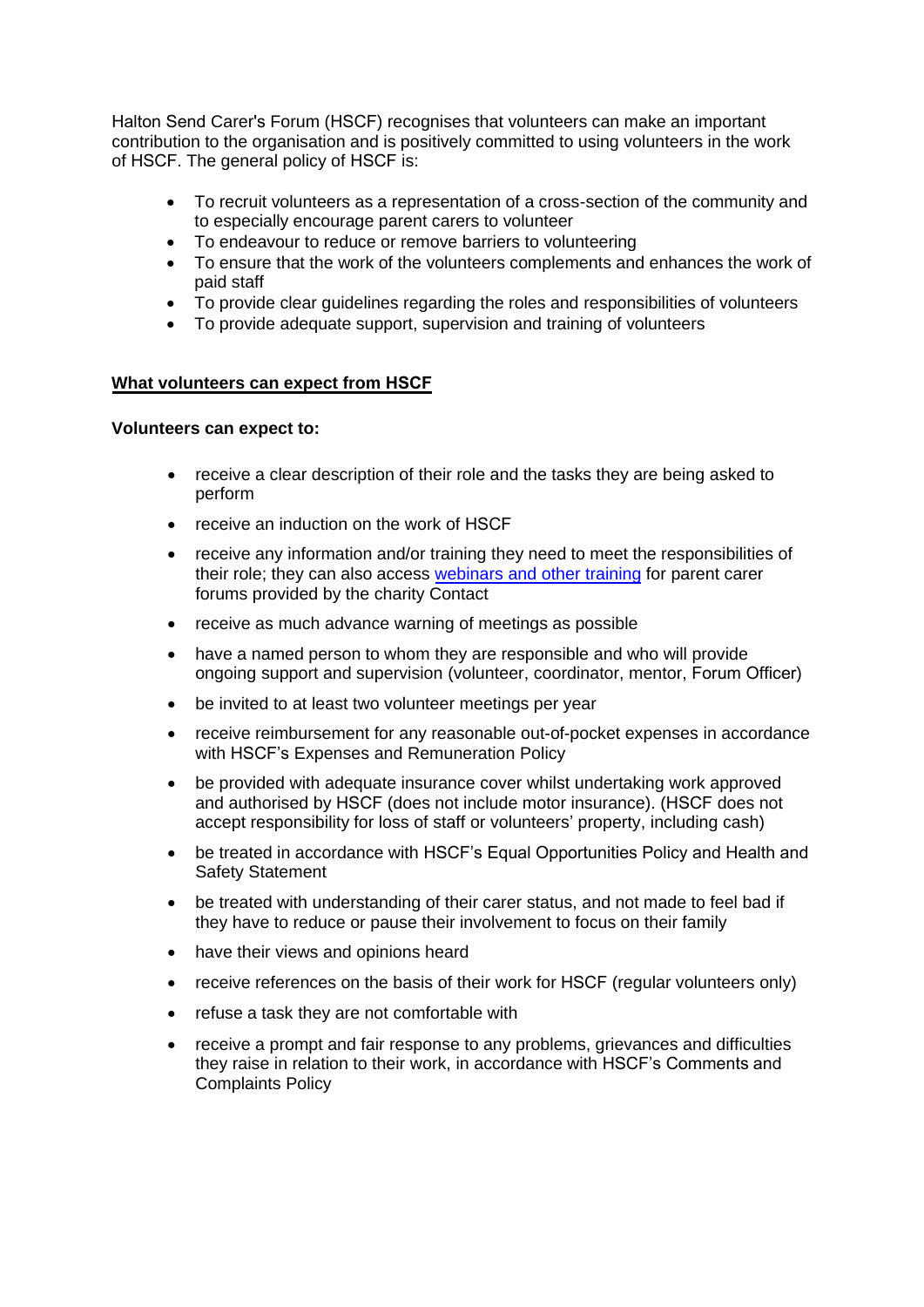Halton Send Carer's Forum (HSCF) recognises that volunteers can make an important contribution to the organisation and is positively committed to using volunteers in the work of HSCF. The general policy of HSCF is:

- To recruit volunteers as a representation of a cross-section of the community and to especially encourage parent carers to volunteer
- To endeavour to reduce or remove barriers to volunteering
- To ensure that the work of the volunteers complements and enhances the work of paid staff
- To provide clear guidelines regarding the roles and responsibilities of volunteers
- To provide adequate support, supervision and training of volunteers

**<u>What volunteers can expect from HSCF</u>**

**Volunteers can expect to:**

- receive a clear description of their role and the tasks they are being asked to perform
- receive an induction on the work of HSCF
- receive any information and/or training they need to meet the responsibilities of their role; they can also access [webinars and other training]() for parent carer forums provided by the charity Contact
- receive as much advance warning of meetings as possible
- have a named person to whom they are responsible and who will provide ongoing support and supervision (volunteer, coordinator, mentor, Forum Officer)
- be invited to at least two volunteer meetings per year
- receive reimbursement for any reasonable out-of-pocket expenses in accordance with HSCF's Expenses and Remuneration Policy
- be provided with adequate insurance cover whilst undertaking work approved and authorised by HSCF (does not include motor insurance). (HSCF does not accept responsibility for loss of staff or volunteers' property, including cash)
- be treated in accordance with HSCF's Equal Opportunities Policy and Health and Safety Statement
- be treated with understanding of their carer status, and not made to feel bad if they have to reduce or pause their involvement to focus on their family
- have their views and opinions heard
- receive references on the basis of their work for HSCF (regular volunteers only)
- refuse a task they are not comfortable with
- receive a prompt and fair response to any problems, grievances and difficulties they raise in relation to their work, in accordance with HSCF's Comments and Complaints Policy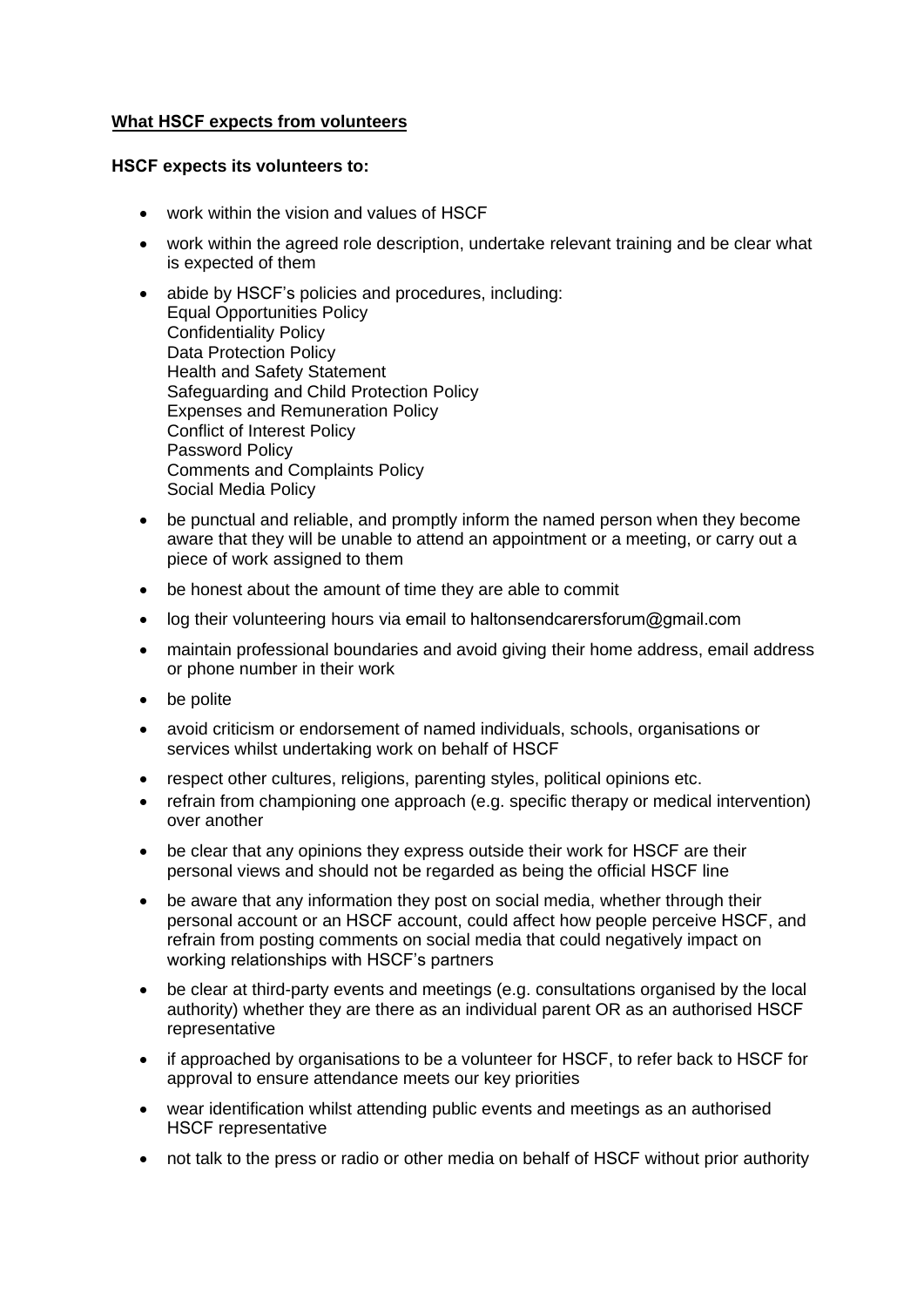## What HSCF expects from volunteers

**HSCF expects its volunteers to:**

- work within the vision and values of HSCF
- work within the agreed role description, undertake relevant training and be clear what is expected of them
- abide by HSCF's policies and procedures, including:
  Equal Opportunities Policy
  Confidentiality Policy
  Data Protection Policy
  Health and Safety Statement
  Safeguarding and Child Protection Policy
  Expenses and Remuneration Policy
  Conflict of Interest Policy
  Password Policy
  Comments and Complaints Policy
  Social Media Policy
- be punctual and reliable, and promptly inform the named person when they become aware that they will be unable to attend an appointment or a meeting, or carry out a piece of work assigned to them
- be honest about the amount of time they are able to commit
- log their volunteering hours via email to haltonsendcarersforum@gmail.com
- maintain professional boundaries and avoid giving their home address, email address or phone number in their work
- be polite
- avoid criticism or endorsement of named individuals, schools, organisations or services whilst undertaking work on behalf of HSCF
- respect other cultures, religions, parenting styles, political opinions etc.
- refrain from championing one approach (e.g. specific therapy or medical intervention) over another
- be clear that any opinions they express outside their work for HSCF are their personal views and should not be regarded as being the official HSCF line
- be aware that any information they post on social media, whether through their personal account or an HSCF account, could affect how people perceive HSCF, and refrain from posting comments on social media that could negatively impact on working relationships with HSCF's partners
- be clear at third-party events and meetings (e.g. consultations organised by the local authority) whether they are there as an individual parent OR as an authorised HSCF representative
- if approached by organisations to be a volunteer for HSCF, to refer back to HSCF for approval to ensure attendance meets our key priorities
- wear identification whilst attending public events and meetings as an authorised HSCF representative
- not talk to the press or radio or other media on behalf of HSCF without prior authority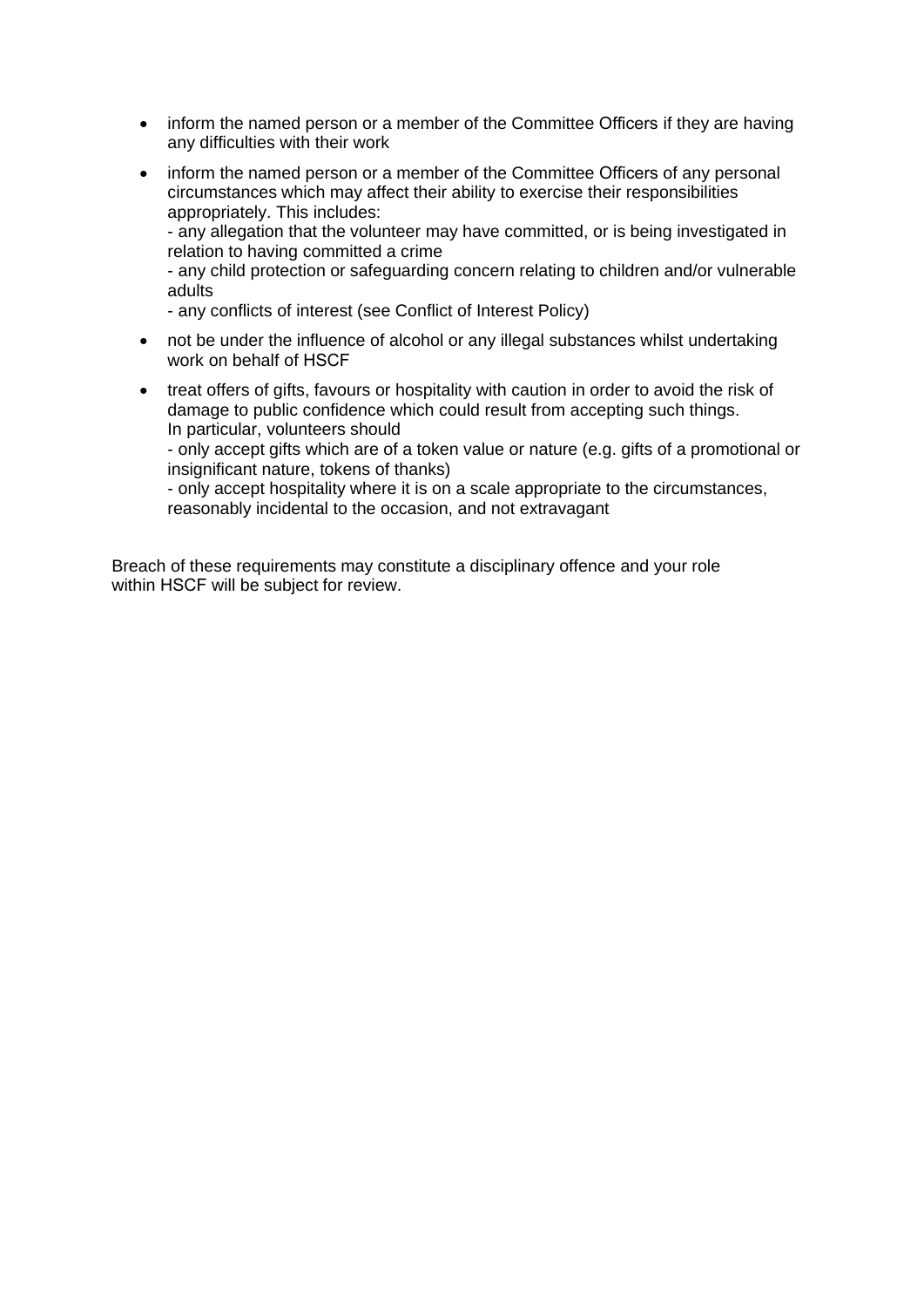- inform the named person or a member of the Committee Officers if they are having any difficulties with their work
- inform the named person or a member of the Committee Officers of any personal circumstances which may affect their ability to exercise their responsibilities appropriately. This includes:
  - any allegation that the volunteer may have committed, or is being investigated in relation to having committed a crime
  - any child protection or safeguarding concern relating to children and/or vulnerable adults
  - any conflicts of interest (see Conflict of Interest Policy)
- not be under the influence of alcohol or any illegal substances whilst undertaking work on behalf of HSCF
- treat offers of gifts, favours or hospitality with caution in order to avoid the risk of damage to public confidence which could result from accepting such things. In particular, volunteers should
  - only accept gifts which are of a token value or nature (e.g. gifts of a promotional or insignificant nature, tokens of thanks)
  - only accept hospitality where it is on a scale appropriate to the circumstances, reasonably incidental to the occasion, and not extravagant

Breach of these requirements may constitute a disciplinary offence and your role within HSCF will be subject for review.